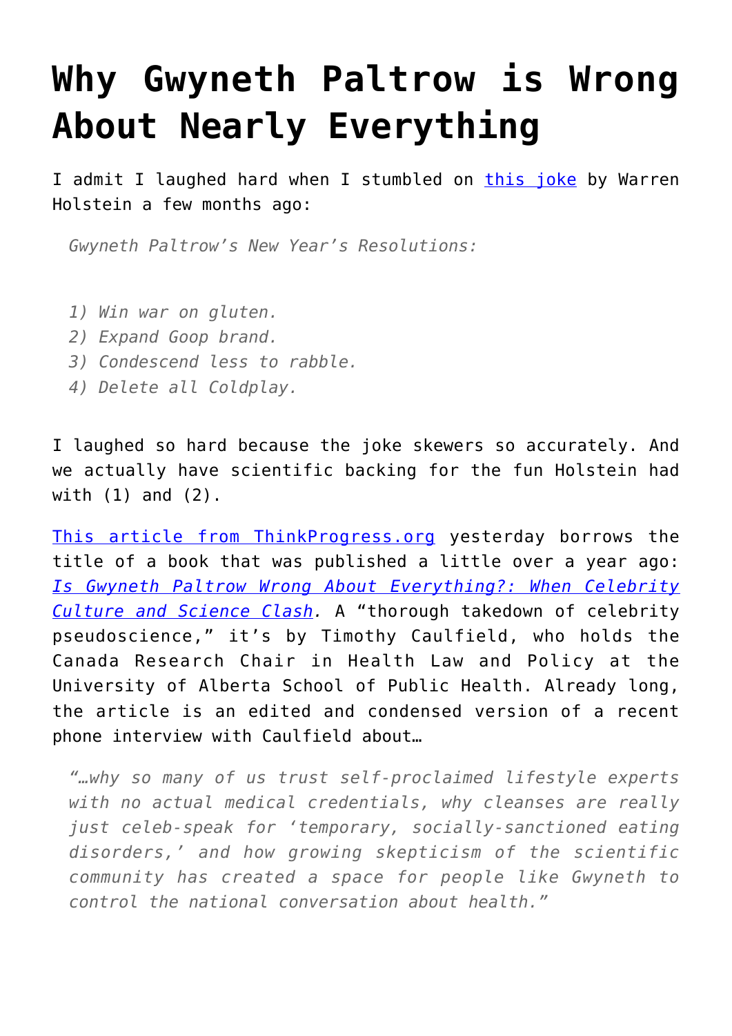# Why Gwyneth Paltrow is Wrong About Nearly Everything

I admit I laughed hard when I stumbled on [this joke] by Warren Holstein a few months ago:

> *Gwyneth Paltrow's New Year's Resolutions:*
>
> *1) Win war on gluten.*
> *2) Expand Goop brand.*
> *3) Condescend less to rabble.*
> *4) Delete all Coldplay.*

I laughed so hard because the joke skewers so accurately. And we actually have scientific backing for the fun Holstein had with (1) and (2).

[This article from ThinkProgress.org] yesterday borrows the title of a book that was published a little over a year ago: *[Is Gwyneth Paltrow Wrong About Everything?: When Celebrity Culture and Science Clash]*. A "thorough takedown of celebrity pseudoscience," it's by Timothy Caulfield, who holds the Canada Research Chair in Health Law and Policy at the University of Alberta School of Public Health. Already long, the article is an edited and condensed version of a recent phone interview with Caulfield about…

> *"…why so many of us trust self-proclaimed lifestyle experts with no actual medical credentials, why cleanses are really just celeb-speak for 'temporary, socially-sanctioned eating disorders,' and how growing skepticism of the scientific community has created a space for people like Gwyneth to control the national conversation about health."*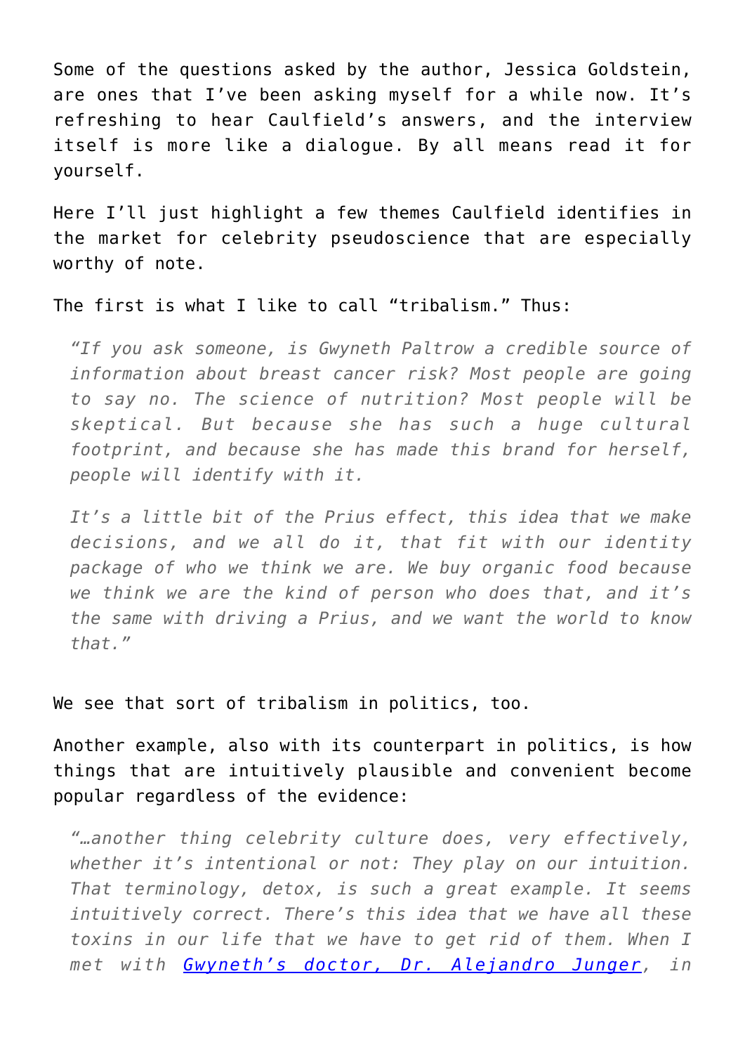Some of the questions asked by the author, Jessica Goldstein, are ones that I've been asking myself for a while now. It's refreshing to hear Caulfield's answers, and the interview itself is more like a dialogue. By all means read it for yourself.

Here I'll just highlight a few themes Caulfield identifies in the market for celebrity pseudoscience that are especially worthy of note.

The first is what I like to call "tribalism." Thus:

> *"If you ask someone, is Gwyneth Paltrow a credible source of information about breast cancer risk? Most people are going to say no. The science of nutrition? Most people will be skeptical. But because she has such a huge cultural footprint, and because she has made this brand for herself, people will identify with it.*
>
> *It's a little bit of the Prius effect, this idea that we make decisions, and we all do it, that fit with our identity package of who we think we are. We buy organic food because we think we are the kind of person who does that, and it's the same with driving a Prius, and we want the world to know that."*

We see that sort of tribalism in politics, too.

Another example, also with its counterpart in politics, is how things that are intuitively plausible and convenient become popular regardless of the evidence:

> *"…another thing celebrity culture does, very effectively, whether it's intentional or not: They play on our intuition. That terminology, detox, is such a great example. It seems intuitively correct. There's this idea that we have all these toxins in our life that we have to get rid of them. When I met with [Gwyneth's doctor, Dr. Alejandro Junger](), in*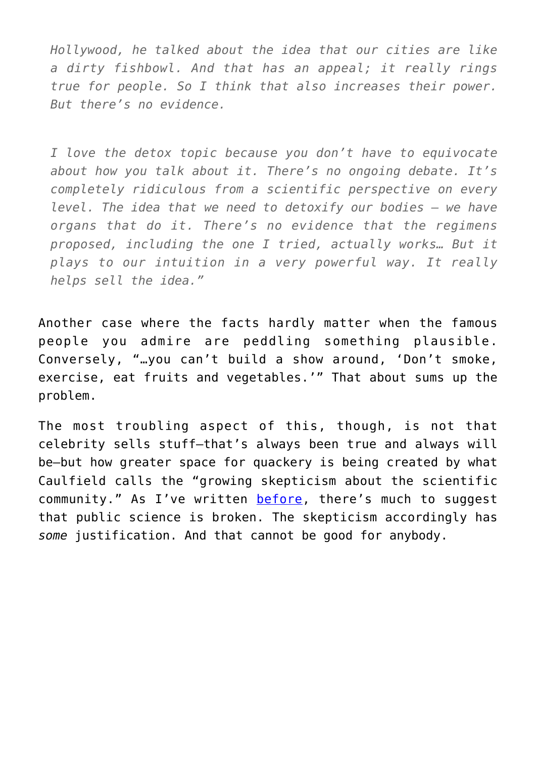*Hollywood, he talked about the idea that our cities are like a dirty fishbowl. And that has an appeal; it really rings true for people. So I think that also increases their power. But there's no evidence.*

*I love the detox topic because you don't have to equivocate about how you talk about it. There's no ongoing debate. It's completely ridiculous from a scientific perspective on every level. The idea that we need to detoxify our bodies — we have organs that do it. There's no evidence that the regimens proposed, including the one I tried, actually works… But it plays to our intuition in a very powerful way. It really helps sell the idea."*

Another case where the facts hardly matter when the famous people you admire are peddling something plausible. Conversely, "…you can't build a show around, 'Don't smoke, exercise, eat fruits and vegetables.'" That about sums up the problem.

The most troubling aspect of this, though, is not that celebrity sells stuff—that's always been true and always will be—but how greater space for quackery is being created by what Caulfield calls the "growing skepticism about the scientific community." As I've written [before](), there's much to suggest that public science is broken. The skepticism accordingly has *some* justification. And that cannot be good for anybody.